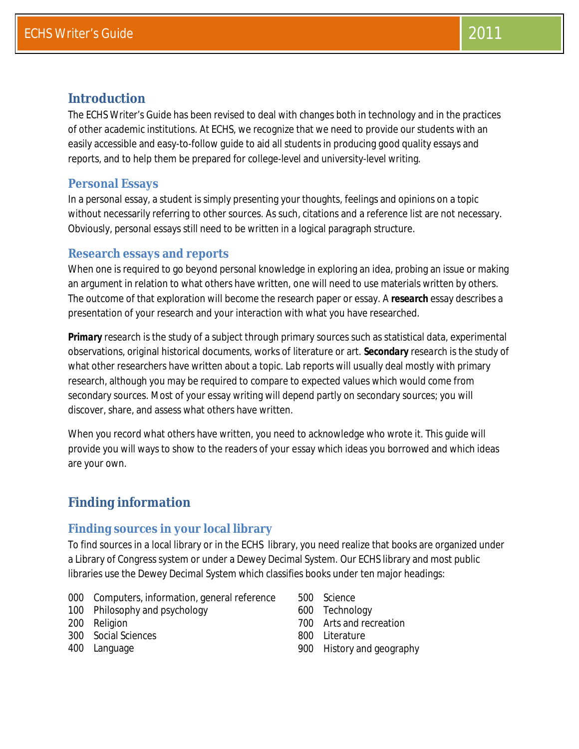## Introduction

The ECHS Writer's Guide has been revised to deal with changes both in technology and in the practices of other academic institutions. At ECHS, we recognize that we need to provide our students with an easily accessible and easy-to-follow guide to aid all students in producing good quality essays and reports, and to help them be prepared for college-level and university-level writing.

### Personal Essays

In a personal essay, a student is simply presenting your thoughts, feelings and opinions on a topic without necessarily referring to other sources. As such, citations and a reference list are not necessary. Obviously, personal essays still need to be written in a logical paragraph structure.

### Research essays and reports

When one is required to go beyond personal knowledge in exploring an idea, probing an issue or making an argument in relation to what others have written, one will need to use materials written by others. The outcome of that exploration will become the research paper or essay. A **research** essay describes a presentation of your research and your interaction with what you have researched.

***Primary*** research is the study of a subject through primary sources such as statistical data, experimental observations, original historical documents, works of literature or art. ***Secondary*** research is the study of what other researchers have written about a topic. Lab reports will usually deal mostly with primary research, although you may be required to compare to expected values which would come from secondary sources. Most of your essay writing will depend partly on secondary sources; you will discover, share, and assess what others have written.

When you record what others have written, you need to acknowledge who wrote it. This guide will provide you will ways to show to the readers of your essay which ideas you borrowed and which ideas are your own.

## Finding information

### Finding sources in your local library

To find sources in a local library or in the ECHS library, you need realize that books are organized under a Library of Congress system or under a Dewey Decimal System. Our ECHS library and most public libraries use the Dewey Decimal System which classifies books under ten major headings:

- 000 Computers, information, general reference
- 100 Philosophy and psychology
- 200 Religion
- 300 Social Sciences
- 400 Language
- 500 Science
- 600 Technology
- 700 Arts and recreation
- 800 Literature
- 900 History and geography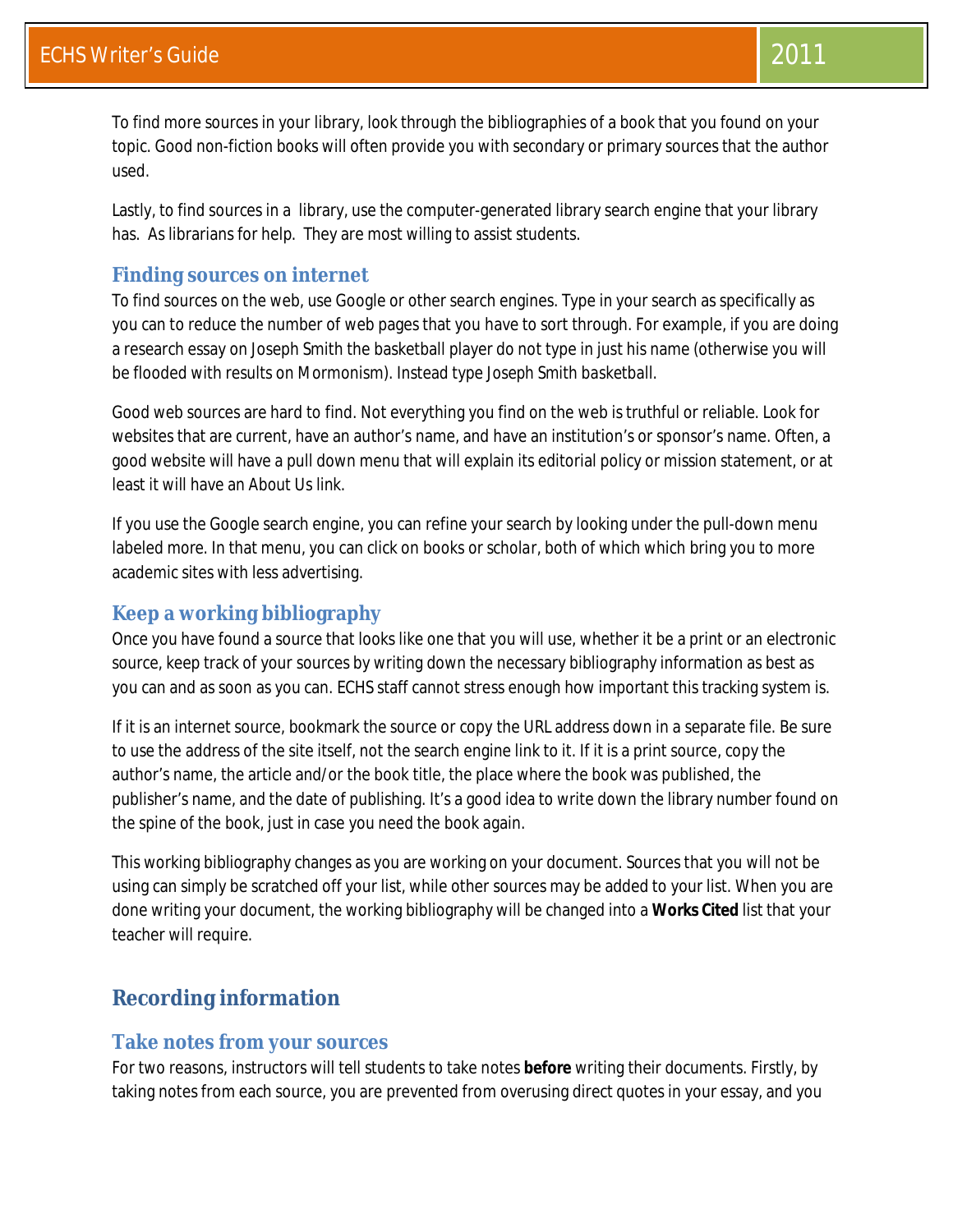To find more sources in your library, look through the bibliographies of a book that you found on your topic. Good non-fiction books will often provide you with secondary or primary sources that the author used.

Lastly, to find sources in a  library, use the computer-generated library search engine that your library has.  As librarians for help.  They are most willing to assist students.

### Finding sources on internet

To find sources on the web, use Google or other search engines. Type in your search as specifically as you can to reduce the number of web pages that you have to sort through. For example, if you are doing a research essay on Joseph Smith the basketball player do not type in just his name (otherwise you will be flooded with results on Mormonism). Instead type Joseph Smith basketball.

Good web sources are hard to find. Not everything you find on the web is truthful or reliable. Look for websites that are current, have an author's name, and have an institution's or sponsor's name. Often, a good website will have a pull down menu that will explain its editorial policy or mission statement, or at least it will have an About Us link.

If you use the Google search engine, you can refine your search by looking under the pull-down menu labeled more. In that menu, you can click on books or scholar, both of which which bring you to more academic sites with less advertising.

### Keep a working bibliography

Once you have found a source that looks like one that you will use, whether it be a print or an electronic source, keep track of your sources by writing down the necessary bibliography information as best as you can and as soon as you can. ECHS staff cannot stress enough how important this tracking system is.

If it is an internet source, bookmark the source or copy the URL address down in a separate file. Be sure to use the address of the site itself, not the search engine link to it. If it is a print source, copy the author's name, the article and/or the book title, the place where the book was published, the publisher's name, and the date of publishing. It's a good idea to write down the library number found on the spine of the book, just in case you need the book again.

This working bibliography changes as you are working on your document. Sources that you will not be using can simply be scratched off your list, while other sources may be added to your list. When you are done writing your document, the working bibliography will be changed into a **Works Cited** list that your teacher will require.

## Recording information

### Take notes from your sources

For two reasons, instructors will tell students to take notes **before** writing their documents. Firstly, by taking notes from each source, you are prevented from overusing direct quotes in your essay, and you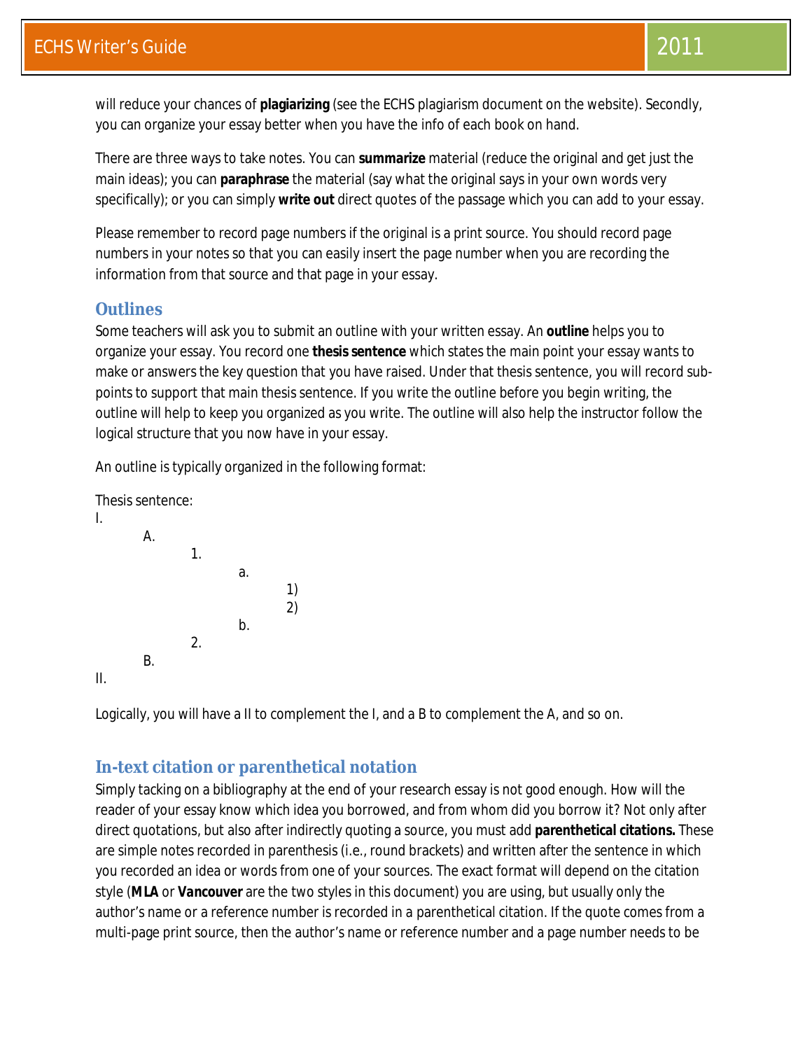will reduce your chances of **plagiarizing** (see the ECHS plagiarism document on the website). Secondly, you can organize your essay better when you have the info of each book on hand.

There are three ways to take notes. You can **summarize** material (reduce the original and get just the main ideas); you can **paraphrase** the material (say what the original says in your own words very specifically); or you can simply **write out** direct quotes of the passage which you can add to your essay.

Please remember to record page numbers if the original is a print source. You should record page numbers in your notes so that you can easily insert the page number when you are recording the information from that source and that page in your essay.

## Outlines

Some teachers will ask you to submit an outline with your written essay. An **outline** helps you to organize your essay. You record one **thesis sentence** which states the main point your essay wants to make or answers the key question that you have raised. Under that thesis sentence, you will record sub-points to support that main thesis sentence. If you write the outline before you begin writing, the outline will help to keep you organized as you write. The outline will also help the instructor follow the logical structure that you now have in your essay.

An outline is typically organized in the following format:

```
Thesis sentence:
I.
        A.
                1.
                        a.
                                1)
                                2)
                        b.
                2.
        B.
II.
```

Logically, you will have a II to complement the I, and a B to complement the A, and so on.

## In-text citation or parenthetical notation

Simply tacking on a bibliography at the end of your research essay is not good enough. How will the reader of your essay know which idea you borrowed, and from whom did you borrow it? Not only after direct quotations, but also after indirectly quoting a source, you must add **parenthetical citations.** These are simple notes recorded in parenthesis (i.e., round brackets) and written after the sentence in which you recorded an idea or words from one of your sources. The exact format will depend on the citation style (***MLA*** or ***Vancouver*** are the two styles in this document) you are using, but usually only the author's name or a reference number is recorded in a parenthetical citation. If the quote comes from a multi-page print source, then the author's name or reference number and a page number needs to be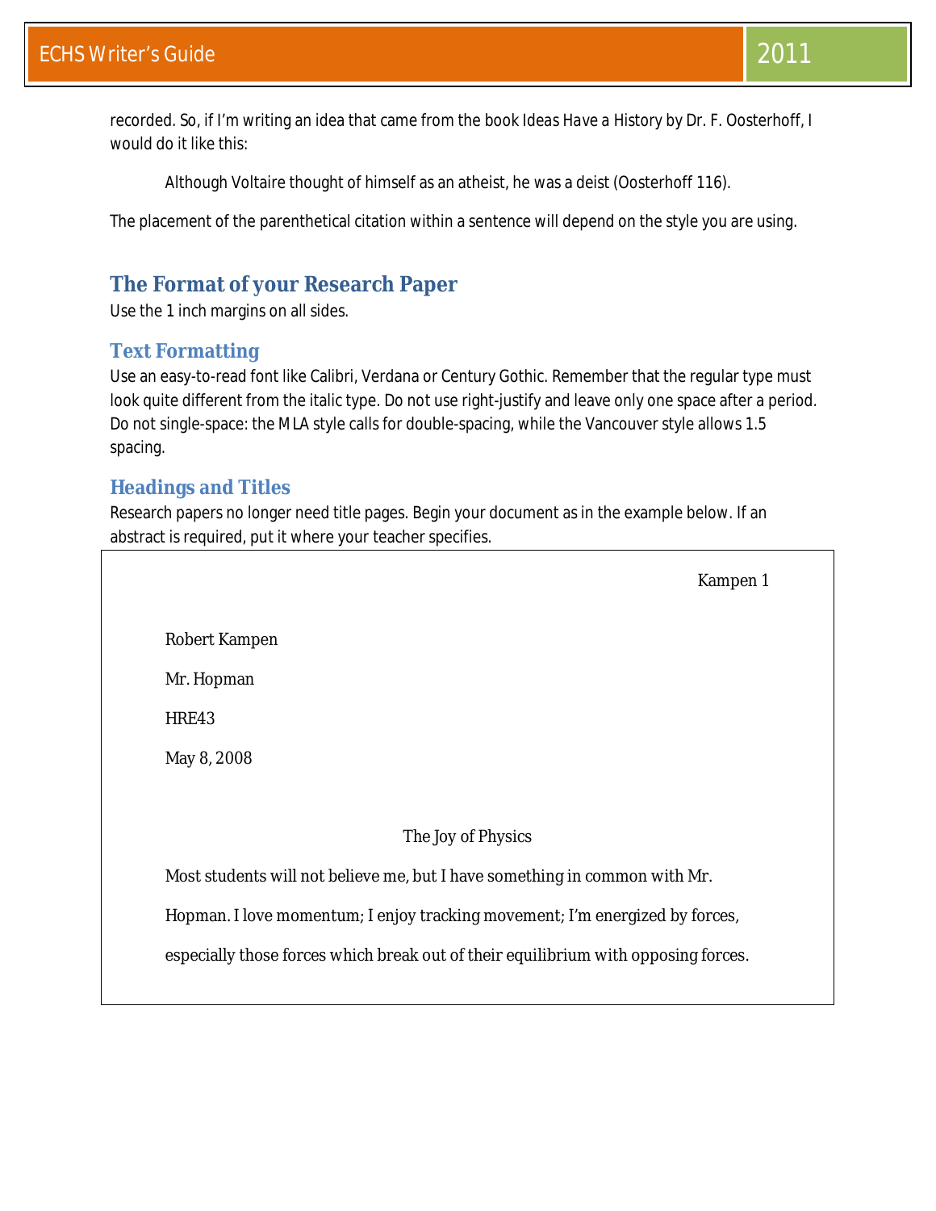recorded. So, if I'm writing an idea that came from the book Ideas Have a History by Dr. F. Oosterhoff, I would do it like this:

> Although Voltaire thought of himself as an atheist, he was a deist (Oosterhoff 116).

The placement of the parenthetical citation within a sentence will depend on the style you are using.

## The Format of your Research Paper

Use the 1 inch margins on all sides.

### Text Formatting

Use an easy-to-read font like Calibri, Verdana or Century Gothic. Remember that the regular type must look quite different from the italic type. Do not use right-justify and leave only one space after a period. Do not single-space: the MLA style calls for double-spacing, while the Vancouver style allows 1.5 spacing.

### Headings and Titles

Research papers no longer need title pages. Begin your document as in the example below. If an abstract is required, put it where your teacher specifies.

Kampen 1

Robert Kampen

Mr. Hopman

HRE43

May 8, 2008

The Joy of Physics

Most students will not believe me, but I have something in common with Mr. Hopman. I love momentum; I enjoy tracking movement; I'm energized by forces, especially those forces which break out of their equilibrium with opposing forces.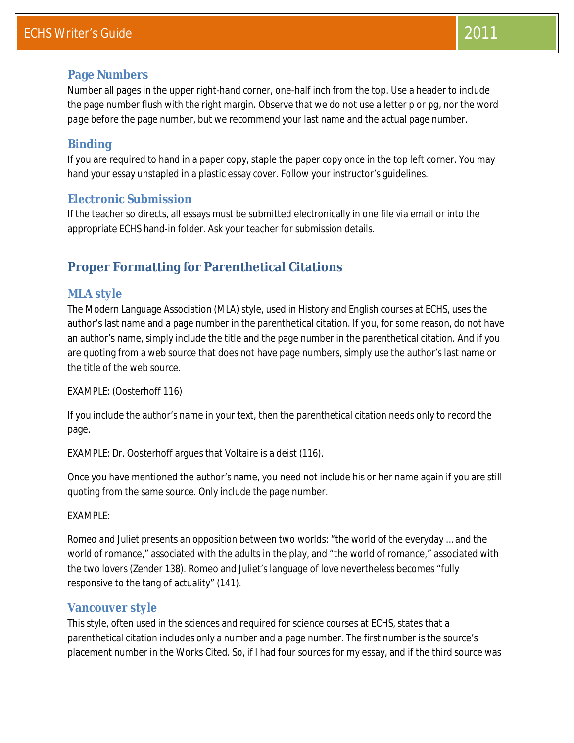### Page Numbers

Number all pages in the upper right-hand corner, one-half inch from the top. Use a header to include the page number flush with the right margin. Observe that we do not use a letter p or pg, nor the word page before the page number, but we recommend your last name and the actual page number.

### Binding

If you are required to hand in a paper copy, staple the paper copy once in the top left corner. You may hand your essay unstapled in a plastic essay cover. Follow your instructor's guidelines.

### Electronic Submission

If the teacher so directs, all essays must be submitted electronically in one file via email or into the appropriate ECHS hand-in folder. Ask your teacher for submission details.

## Proper Formatting for Parenthetical Citations

### MLA style

The Modern Language Association (MLA) style, used in History and English courses at ECHS, uses the author's last name and a page number in the parenthetical citation. If you, for some reason, do not have an author's name, simply include the title and the page number in the parenthetical citation. And if you are quoting from a web source that does not have page numbers, simply use the author's last name or the title of the web source.

EXAMPLE: (Oosterhoff 116)

If you include the author's name in your text, then the parenthetical citation needs only to record the page.

EXAMPLE: Dr. Oosterhoff argues that Voltaire is a deist (116).

Once you have mentioned the author's name, you need not include his or her name again if you are still quoting from the same source. Only include the page number.

EXAMPLE:

Romeo and Juliet presents an opposition between two worlds: "the world of the everyday … and the world of romance," associated with the adults in the play, and "the world of romance," associated with the two lovers (Zender 138). Romeo and Juliet's language of love nevertheless becomes "fully responsive to the tang of actuality" (141).

### Vancouver style

This style, often used in the sciences and required for science courses at ECHS, states that a parenthetical citation includes only a number and a page number. The first number is the source's placement number in the Works Cited. So, if I had four sources for my essay, and if the third source was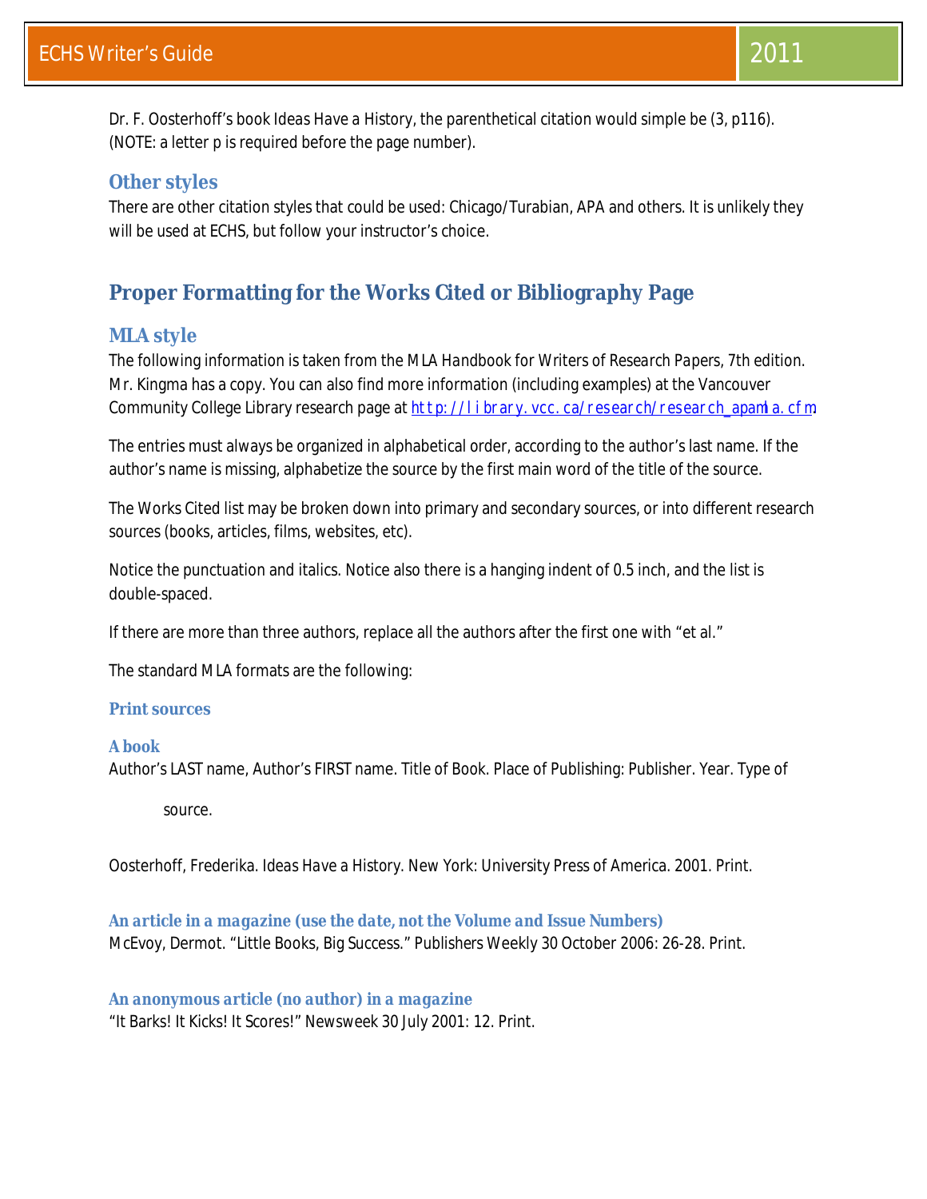Dr. F. Oosterhoff's book Ideas Have a History, the parenthetical citation would simple be (3, p116). (NOTE: a letter p is required before the page number).

### Other styles

There are other citation styles that could be used: Chicago/Turabian, APA and others. It is unlikely they will be used at ECHS, but follow your instructor's choice.

## Proper Formatting for the Works Cited or Bibliography Page

### MLA style

The following information is taken from the MLA Handbook for Writers of Research Papers, 7th edition. Mr. Kingma has a copy. You can also find more information (including examples) at the Vancouver Community College Library research page at http://library.vcc.ca/research/research_apamla.cfm.

The entries must always be organized in alphabetical order, according to the author's last name. If the author's name is missing, alphabetize the source by the first main word of the title of the source.

The Works Cited list may be broken down into primary and secondary sources, or into different research sources (books, articles, films, websites, etc).

Notice the punctuation and italics. Notice also there is a hanging indent of 0.5 inch, and the list is double-spaced.

If there are more than three authors, replace all the authors after the first one with "et al."

The standard MLA formats are the following:

#### Print sources

##### A book

Author's LAST name, Author's FIRST name. Title of Book. Place of Publishing: Publisher. Year. Type of

source.

Oosterhoff, Frederika. *Ideas Have a History*. New York: University Press of America. 2001. Print.

##### An article in a magazine (use the date, not the Volume and Issue Numbers)

McEvoy, Dermot. "Little Books, Big Success." Publishers Weekly 30 October 2006: 26-28. Print.

##### An anonymous article (no author) in a magazine

"It Barks! It Kicks! It Scores!" Newsweek 30 July 2001: 12. Print.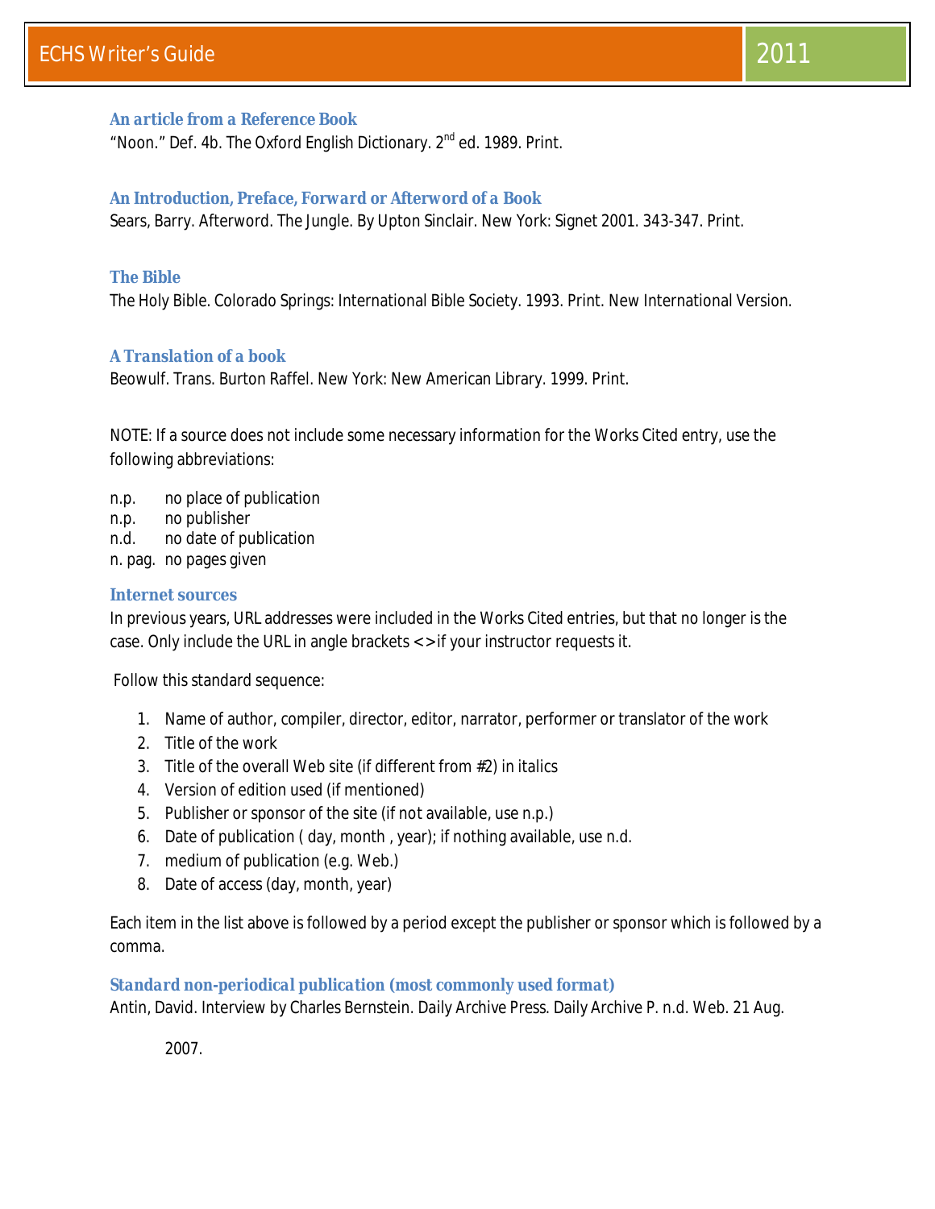### An article from a Reference Book

"Noon." Def. 4b. The Oxford English Dictionary. 2nd ed. 1989. Print.

### An Introduction, Preface, Forward or Afterword of a Book

Sears, Barry. Afterword. The Jungle. By Upton Sinclair. New York: Signet 2001. 343-347. Print.

### The Bible

The Holy Bible. Colorado Springs: International Bible Society. 1993. Print. New International Version.

### A Translation of a book

Beowulf. Trans. Burton Raffel. New York: New American Library. 1999. Print.

NOTE: If a source does not include some necessary information for the Works Cited entry, use the following abbreviations:

n.p. no place of publication
n.p. no publisher
n.d. no date of publication
n. pag. no pages given

### Internet sources

In previous years, URL addresses were included in the Works Cited entries, but that no longer is the case. Only include the URL in angle brackets <> if your instructor requests it.

Follow this standard sequence:

1. Name of author, compiler, director, editor, narrator, performer or translator of the work
2. Title of the work
3. Title of the overall Web site (if different from #2) in italics
4. Version of edition used (if mentioned)
5. Publisher or sponsor of the site (if not available, use n.p.)
6. Date of publication ( day, month , year); if nothing available, use n.d.
7. medium of publication (e.g. Web.)
8. Date of access (day, month, year)

Each item in the list above is followed by a period except the publisher or sponsor which is followed by a comma.

### Standard non-periodical publication (most commonly used format)

Antin, David. Interview by Charles Bernstein. Daily Archive Press. Daily Archive P. n.d. Web. 21 Aug. 2007.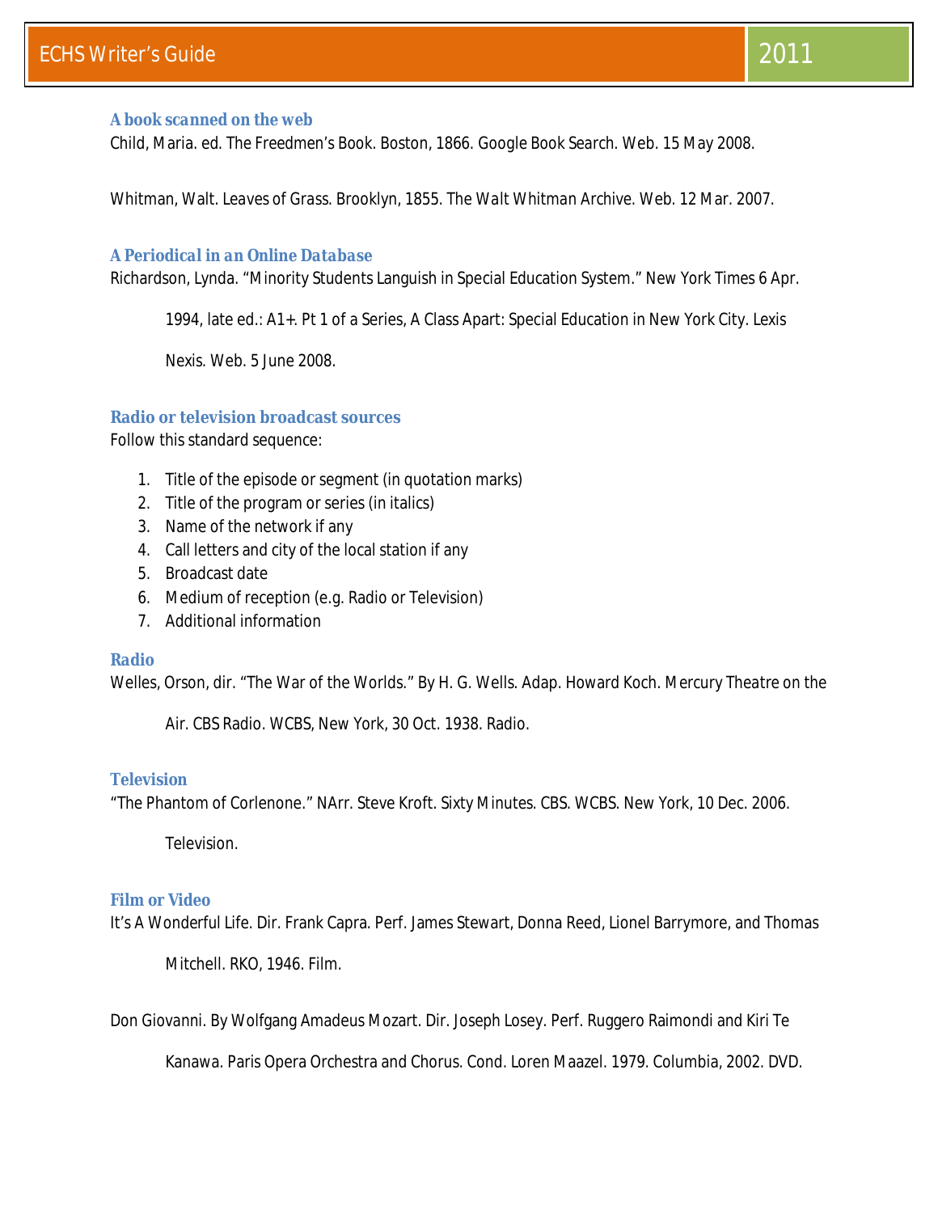### A book scanned on the web

Child, Maria. ed. The Freedmen's Book. Boston, 1866. Google Book Search. Web. 15 May 2008.

Whitman, Walt. Leaves of Grass. Brooklyn, 1855. The Walt Whitman Archive. Web. 12 Mar. 2007.

### A Periodical in an Online Database

Richardson, Lynda. "Minority Students Languish in Special Education System." New York Times 6 Apr. 1994, late ed.: A1+. Pt 1 of a Series, A Class Apart: Special Education in New York City. Lexis Nexis. Web. 5 June 2008.

### Radio or television broadcast sources

Follow this standard sequence:

1. Title of the episode or segment (in quotation marks)
2. Title of the program or series (in italics)
3. Name of the network if any
4. Call letters and city of the local station if any
5. Broadcast date
6. Medium of reception (e.g. Radio or Television)
7. Additional information

### Radio

Welles, Orson, dir. "The War of the Worlds." By H. G. Wells. Adap. Howard Koch. Mercury Theatre on the Air. CBS Radio. WCBS, New York, 30 Oct. 1938. Radio.

### Television

"The Phantom of Corlenone." NArr. Steve Kroft. Sixty Minutes. CBS. WCBS. New York, 10 Dec. 2006. Television.

### Film or Video

It's A Wonderful Life. Dir. Frank Capra. Perf. James Stewart, Donna Reed, Lionel Barrymore, and Thomas Mitchell. RKO, 1946. Film.

Don Giovanni. By Wolfgang Amadeus Mozart. Dir. Joseph Losey. Perf. Ruggero Raimondi and Kiri Te Kanawa. Paris Opera Orchestra and Chorus. Cond. Loren Maazel. 1979. Columbia, 2002. DVD.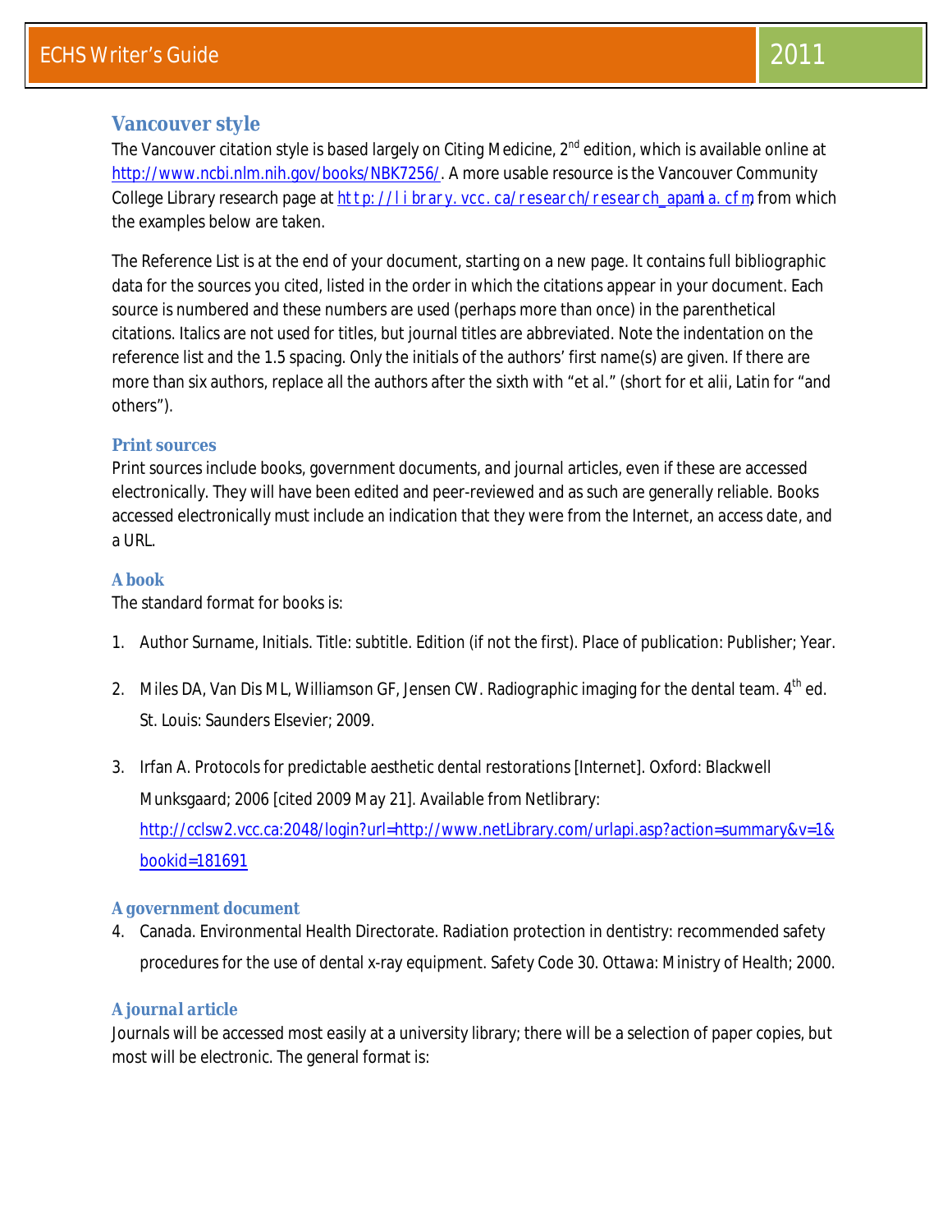## Vancouver style

The Vancouver citation style is based largely on Citing Medicine, 2nd edition, which is available online at http://www.ncbi.nlm.nih.gov/books/NBK7256/. A more usable resource is the Vancouver Community College Library research page at http://library.vcc.ca/research/research_apamla.cfm, from which the examples below are taken.

The Reference List is at the end of your document, starting on a new page. It contains full bibliographic data for the sources you cited, listed in the order in which the citations appear in your document. Each source is numbered and these numbers are used (perhaps more than once) in the parenthetical citations. Italics are not used for titles, but journal titles are abbreviated. Note the indentation on the reference list and the 1.5 spacing. Only the initials of the authors' first name(s) are given. If there are more than six authors, replace all the authors after the sixth with "et al." (short for et alii, Latin for "and others").

### Print sources

Print sources include books, government documents, and journal articles, even if these are accessed electronically. They will have been edited and peer-reviewed and as such are generally reliable. Books accessed electronically must include an indication that they were from the Internet, an access date, and a URL.

### A book

The standard format for books is:

1. Author Surname, Initials. Title: subtitle. Edition (if not the first). Place of publication: Publisher; Year.

2. Miles DA, Van Dis ML, Williamson GF, Jensen CW. Radiographic imaging for the dental team. 4th ed. St. Louis: Saunders Elsevier; 2009.

3. Irfan A. Protocols for predictable aesthetic dental restorations [Internet]. Oxford: Blackwell Munksgaard; 2006 [cited 2009 May 21]. Available from Netlibrary: http://cclsw2.vcc.ca:2048/login?url=http://www.netLibrary.com/urlapi.asp?action=summary&v=1&bookid=181691

### A government document

4. Canada. Environmental Health Directorate. Radiation protection in dentistry: recommended safety procedures for the use of dental x-ray equipment. Safety Code 30. Ottawa: Ministry of Health; 2000.

### A journal article

Journals will be accessed most easily at a university library; there will be a selection of paper copies, but most will be electronic. The general format is: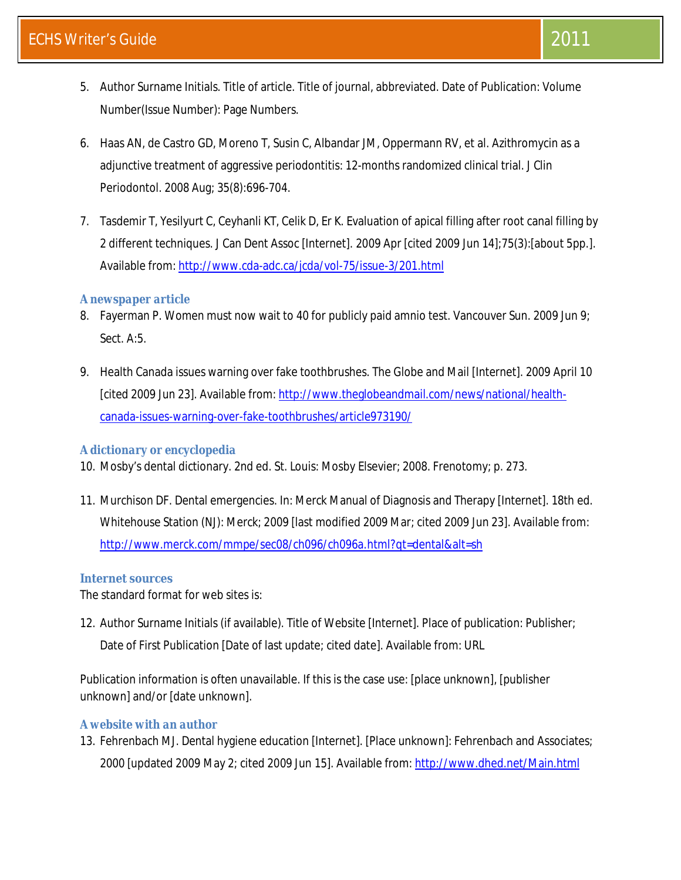5. Author Surname Initials. Title of article. Title of journal, abbreviated. Date of Publication: Volume Number(Issue Number): Page Numbers.

6. Haas AN, de Castro GD, Moreno T, Susin C, Albandar JM, Oppermann RV, et al. Azithromycin as a adjunctive treatment of aggressive periodontitis: 12-months randomized clinical trial. J Clin Periodontol. 2008 Aug; 35(8):696-704.

7. Tasdemir T, Yesilyurt C, Ceyhanli KT, Celik D, Er K. Evaluation of apical filling after root canal filling by 2 different techniques. J Can Dent Assoc [Internet]. 2009 Apr [cited 2009 Jun 14];75(3):[about 5pp.]. Available from: http://www.cda-adc.ca/jcda/vol-75/issue-3/201.html

### A newspaper article

8. Fayerman P. Women must now wait to 40 for publicly paid amnio test. Vancouver Sun. 2009 Jun 9; Sect. A:5.

9. Health Canada issues warning over fake toothbrushes. The Globe and Mail [Internet]. 2009 April 10 [cited 2009 Jun 23]. Available from: http://www.theglobeandmail.com/news/national/health-canada-issues-warning-over-fake-toothbrushes/article973190/

### A dictionary or encyclopedia

10. Mosby's dental dictionary. 2nd ed. St. Louis: Mosby Elsevier; 2008. Frenotomy; p. 273.

11. Murchison DF. Dental emergencies. In: Merck Manual of Diagnosis and Therapy [Internet]. 18th ed. Whitehouse Station (NJ): Merck; 2009 [last modified 2009 Mar; cited 2009 Jun 23]. Available from: http://www.merck.com/mmpe/sec08/ch096/ch096a.html?qt=dental&alt=sh

### Internet sources

The standard format for web sites is:

12. Author Surname Initials (if available). Title of Website [Internet]. Place of publication: Publisher; Date of First Publication [Date of last update; cited date]. Available from: URL

Publication information is often unavailable. If this is the case use: [place unknown], [publisher unknown] and/or [date unknown].

### A website with an author

13. Fehrenbach MJ. Dental hygiene education [Internet]. [Place unknown]: Fehrenbach and Associates; 2000 [updated 2009 May 2; cited 2009 Jun 15]. Available from: http://www.dhed.net/Main.html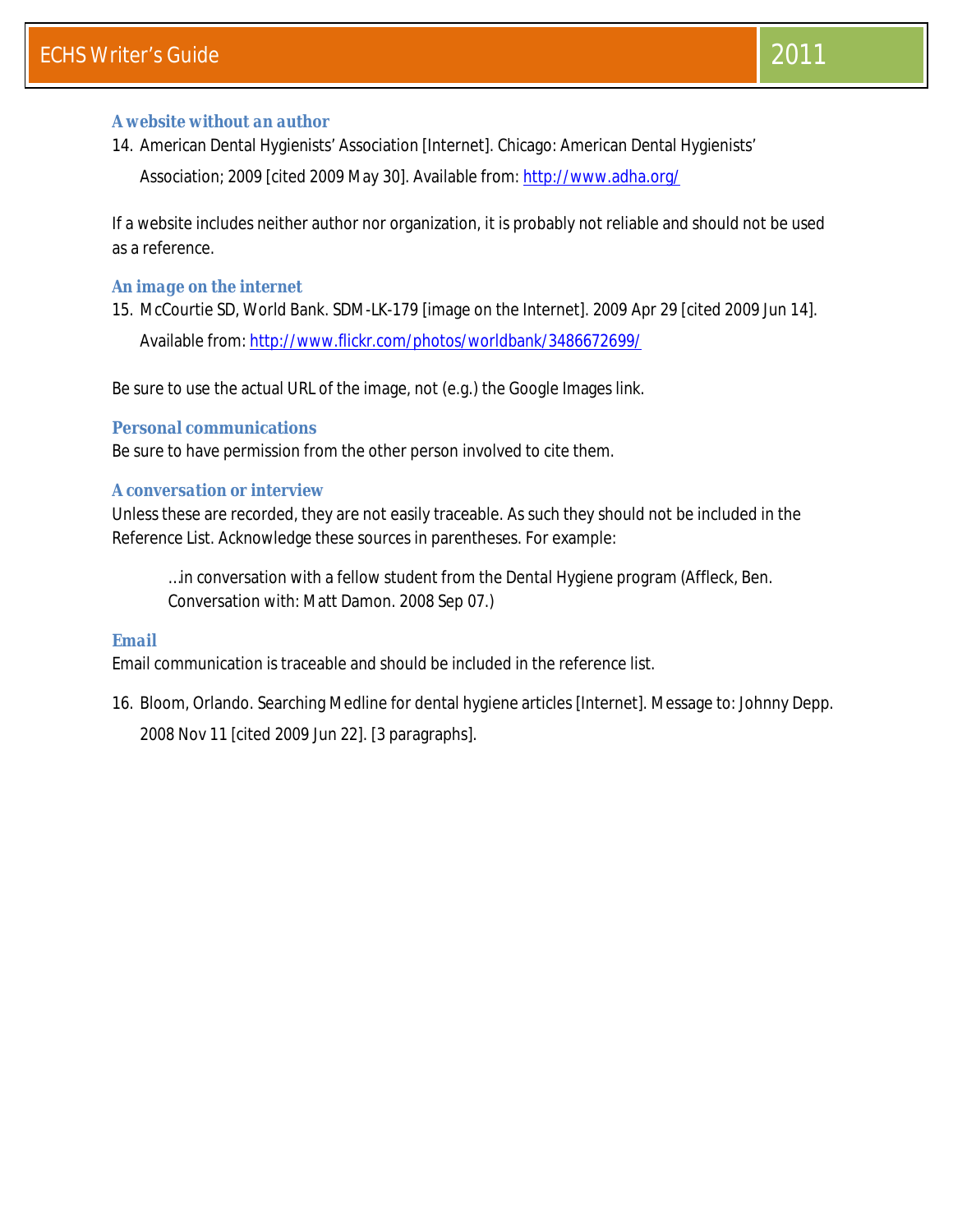### A website without an author

14. American Dental Hygienists' Association [Internet]. Chicago: American Dental Hygienists' Association; 2009 [cited 2009 May 30]. Available from: http://www.adha.org/

If a website includes neither author nor organization, it is probably not reliable and should not be used as a reference.

### An image on the internet

15. McCourtie SD, World Bank. SDM-LK-179 [image on the Internet]. 2009 Apr 29 [cited 2009 Jun 14]. Available from: http://www.flickr.com/photos/worldbank/3486672699/

Be sure to use the actual URL of the image, not (e.g.) the Google Images link.

### Personal communications

Be sure to have permission from the other person involved to cite them.

### A conversation or interview

Unless these are recorded, they are not easily traceable. As such they should not be included in the Reference List. Acknowledge these sources in parentheses. For example:

> …in conversation with a fellow student from the Dental Hygiene program (Affleck, Ben. Conversation with: Matt Damon. 2008 Sep 07.)

### Email

Email communication is traceable and should be included in the reference list.

16. Bloom, Orlando. Searching Medline for dental hygiene articles [Internet]. Message to: Johnny Depp. 2008 Nov 11 [cited 2009 Jun 22]. [3 paragraphs].